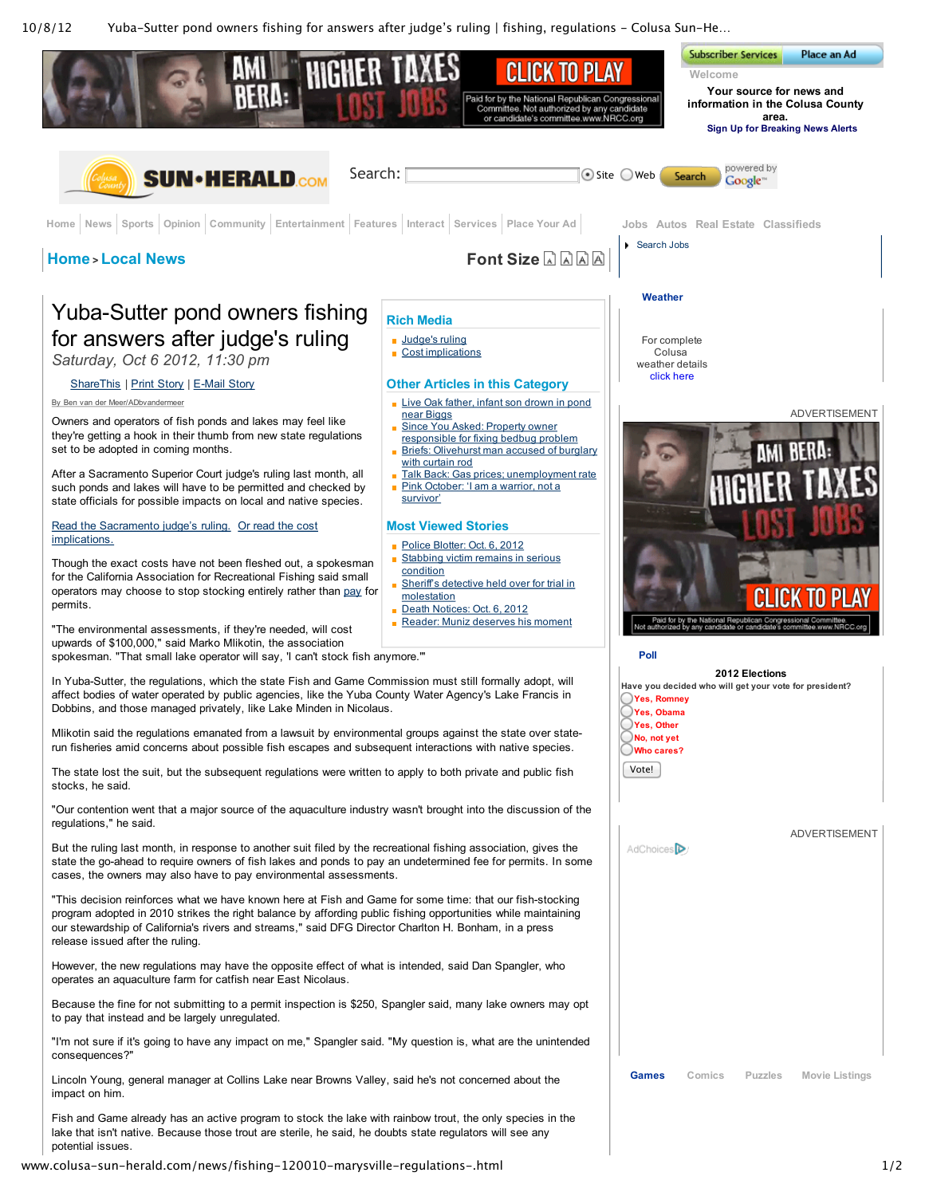# Yuba-Sutter pond owners fishing for answers after judge's ruling

*Saturday, Oct 6 2012, 11:30 pm*

ShareThis | Print Story | E-Mail Story

By Ben van der Meer/ADbvandermeer

Owners and operators of fish ponds and lakes may feel like they're getting a hook in their thumb from new state regulations set to be adopted in coming months.

After a Sacramento Superior Court judge's ruling last month, all such ponds and lakes will have to be permitted and checked by state officials for possible impacts on local and native species.

Read the Sacramento judge's ruling. Or read the cost implications.

Though the exact costs have not been fleshed out, a spokesman for the California Association for Recreational Fishing said small operators may choose to stop stocking entirely rather than pay for permits.

"The environmental assessments, if they're needed, will cost upwards of $100,000," said Marko Mlikotin, the association spokesman. "That small lake operator will say, 'I can't stock fish anymore.'"

In Yuba-Sutter, the regulations, which the state Fish and Game Commission must still formally adopt, will affect bodies of water operated by public agencies, like the Yuba County Water Agency's Lake Francis in Dobbins, and those managed privately, like Lake Minden in Nicolaus.

Mlikotin said the regulations emanated from a lawsuit by environmental groups against the state over state-run fisheries amid concerns about possible fish escapes and subsequent interactions with native species.

The state lost the suit, but the subsequent regulations were written to apply to both private and public fish stocks, he said.

"Our contention went that a major source of the aquaculture industry wasn't brought into the discussion of the regulations," he said.

But the ruling last month, in response to another suit filed by the recreational fishing association, gives the state the go-ahead to require owners of fish lakes and ponds to pay an undetermined fee for permits. In some cases, the owners may also have to pay environmental assessments.

"This decision reinforces what we have known here at Fish and Game for some time: that our fish-stocking program adopted in 2010 strikes the right balance by affording public fishing opportunities while maintaining our stewardship of California's rivers and streams," said DFG Director Charlton H. Bonham, in a press release issued after the ruling.

However, the new regulations may have the opposite effect of what is intended, said Dan Spangler, who operates an aquaculture farm for catfish near East Nicolaus.

Because the fine for not submitting to a permit inspection is $250, Spangler said, many lake owners may opt to pay that instead and be largely unregulated.

"I'm not sure if it's going to have any impact on me," Spangler said. "My question is, what are the unintended consequences?"

Lincoln Young, general manager at Collins Lake near Browns Valley, said he's not concerned about the impact on him.

Fish and Game already has an active program to stock the lake with rainbow trout, the only species in the lake that isn't native. Because those trout are sterile, he said, he doubts state regulators will see any potential issues.

## Rich Media

- Judge's ruling
- Cost implications

## Other Articles in this Category

- Live Oak father, infant son drown in pond near Biggs
- Since You Asked: Property owner responsible for fixing bedbug problem
- Briefs: Olivehurst man accused of burglary with curtain rod
- Talk Back: Gas prices; unemployment rate
- Pink October: 'I am a warrior, not a survivor'

## Most Viewed Stories

- Police Blotter: Oct. 6, 2012
- Stabbing victim remains in serious condition
- Sheriff's detective held over for trial in molestation
- Death Notices: Oct. 6, 2012
- Reader: Muniz deserves his moment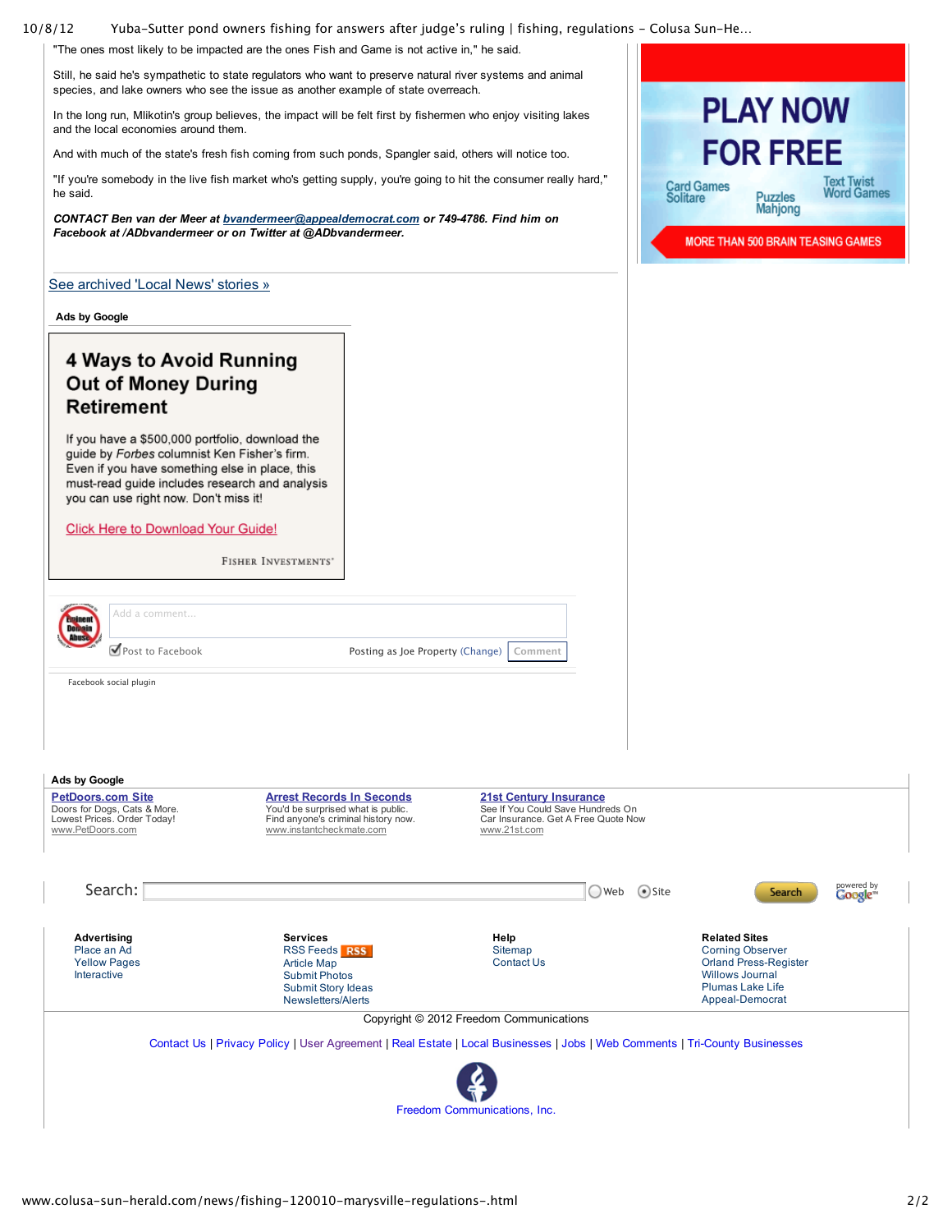"The ones most likely to be impacted are the ones Fish and Game is not active in," he said.

Still, he said he's sympathetic to state regulators who want to preserve natural river systems and animal species, and lake owners who see the issue as another example of state overreach.

In the long run, Mlikotin's group believes, the impact will be felt first by fishermen who enjoy visiting lakes and the local economies around them.

And with much of the state's fresh fish coming from such ponds, Spangler said, others will notice too.

"If you're somebody in the live fish market who's getting supply, you're going to hit the consumer really hard," he said.

***CONTACT Ben van der Meer at bvandermeer@appealdemocrat.com or 749-4786. Find him on Facebook at /ADbvandermeer or on Twitter at @ADbvandermeer.***

See archived 'Local News' stories »

**Ads by Google**

## 4 Ways to Avoid Running Out of Money During Retirement

If you have a $500,000 portfolio, download the guide by *Forbes* columnist Ken Fisher's firm. Even if you have something else in place, this must-read guide includes research and analysis you can use right now. Don't miss it!

Click Here to Download Your Guide!

FISHER INVESTMENTS

Add a comment...

Post to Facebook — Posting as Joe Property (Change) — Comment

Facebook social plugin

**Ads by Google**

**PetDoors.com Site**
Doors for Dogs, Cats & More. Lowest Prices. Order Today!
www.PetDoors.com

**Arrest Records In Seconds**
You'd be surprised what is public. Find anyone's criminal history now.
www.instantcheckmate.com

**21st Century Insurance**
See If You Could Save Hundreds On Car Insurance. Get A Free Quote Now
www.21st.com

Search: Web Site Search powered by Google

**Advertising**
Place an Ad
Yellow Pages
Interactive

**Services**
RSS Feeds RSS
Article Map
Submit Photos
Submit Story Ideas
Newsletters/Alerts

**Help**
Sitemap
Contact Us

**Related Sites**
Corning Observer
Orland Press-Register
Willows Journal
Plumas Lake Life
Appeal-Democrat

Copyright © 2012 Freedom Communications

Contact Us | Privacy Policy | User Agreement | Real Estate | Local Businesses | Jobs | Web Comments | Tri-County Businesses

Freedom Communications, Inc.

PLAY NOW FOR FREE
Card Games Solitaire — Puzzles Mahjong — Text Twist Word Games
MORE THAN 500 BRAIN TEASING GAMES